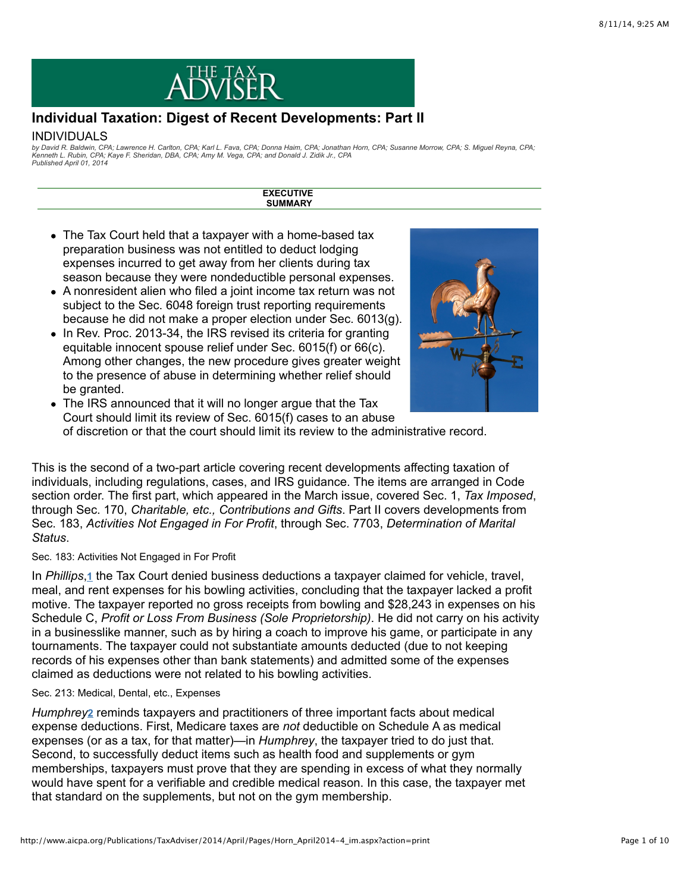# Individual Taxation: Digest of Recent Developments: Part II

INDIVIDUALS

*by David R. Baldwin, CPA; Lawrence H. Carlton, CPA; Karl L. Fava, CPA; Donna Haim, CPA; Jonathan Horn, CPA; Susanne Morrow, CPA; S. Miguel Reyna, CPA; Kenneth L. Rubin, CPA; Kaye F. Sheridan, DBA, CPA; Amy M. Vega, CPA; and Donald J. Zidik Jr., CPA*
*Published April 01, 2014*

**EXECUTIVE SUMMARY**

- The Tax Court held that a taxpayer with a home-based tax preparation business was not entitled to deduct lodging expenses incurred to get away from her clients during tax season because they were nondeductible personal expenses.
- A nonresident alien who filed a joint income tax return was not subject to the Sec. 6048 foreign trust reporting requirements because he did not make a proper election under Sec. 6013(g).
- In Rev. Proc. 2013-34, the IRS revised its criteria for granting equitable innocent spouse relief under Sec. 6015(f) or 66(c). Among other changes, the new procedure gives greater weight to the presence of abuse in determining whether relief should be granted.
- The IRS announced that it will no longer argue that the Tax Court should limit its review of Sec. 6015(f) cases to an abuse of discretion or that the court should limit its review to the administrative record.

This is the second of a two-part article covering recent developments affecting taxation of individuals, including regulations, cases, and IRS guidance. The items are arranged in Code section order. The first part, which appeared in the March issue, covered Sec. 1, *Tax Imposed*, through Sec. 170, *Charitable, etc., Contributions and Gifts*. Part II covers developments from Sec. 183, *Activities Not Engaged in For Profit*, through Sec. 7703, *Determination of Marital Status*.

### Sec. 183: Activities Not Engaged in For Profit

In *Phillips*,[1] the Tax Court denied business deductions a taxpayer claimed for vehicle, travel, meal, and rent expenses for his bowling activities, concluding that the taxpayer lacked a profit motive. The taxpayer reported no gross receipts from bowling and $28,243 in expenses on his Schedule C, *Profit or Loss From Business (Sole Proprietorship)*. He did not carry on his activity in a businesslike manner, such as by hiring a coach to improve his game, or participate in any tournaments. The taxpayer could not substantiate amounts deducted (due to not keeping records of his expenses other than bank statements) and admitted some of the expenses claimed as deductions were not related to his bowling activities.

### Sec. 213: Medical, Dental, etc., Expenses

*Humphrey*[2] reminds taxpayers and practitioners of three important facts about medical expense deductions. First, Medicare taxes are *not* deductible on Schedule A as medical expenses (or as a tax, for that matter)—in *Humphrey*, the taxpayer tried to do just that. Second, to successfully deduct items such as health food and supplements or gym memberships, taxpayers must prove that they are spending in excess of what they normally would have spent for a verifiable and credible medical reason. In this case, the taxpayer met that standard on the supplements, but not on the gym membership.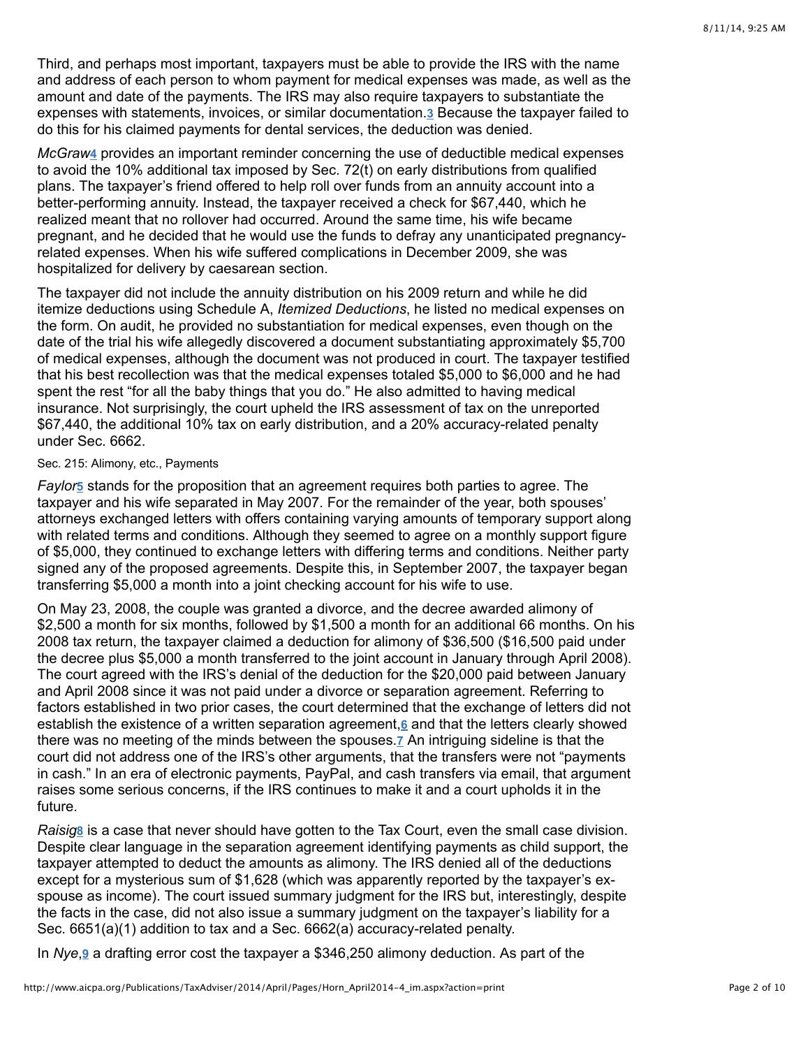Third, and perhaps most important, taxpayers must be able to provide the IRS with the name and address of each person to whom payment for medical expenses was made, as well as the amount and date of the payments. The IRS may also require taxpayers to substantiate the expenses with statements, invoices, or similar documentation.[3] Because the taxpayer failed to do this for his claimed payments for dental services, the deduction was denied.

*McGraw*[4] provides an important reminder concerning the use of deductible medical expenses to avoid the 10% additional tax imposed by Sec. 72(t) on early distributions from qualified plans. The taxpayer's friend offered to help roll over funds from an annuity account into a better-performing annuity. Instead, the taxpayer received a check for $67,440, which he realized meant that no rollover had occurred. Around the same time, his wife became pregnant, and he decided that he would use the funds to defray any unanticipated pregnancy-related expenses. When his wife suffered complications in December 2009, she was hospitalized for delivery by caesarean section.

The taxpayer did not include the annuity distribution on his 2009 return and while he did itemize deductions using Schedule A, *Itemized Deductions*, he listed no medical expenses on the form. On audit, he provided no substantiation for medical expenses, even though on the date of the trial his wife allegedly discovered a document substantiating approximately $5,700 of medical expenses, although the document was not produced in court. The taxpayer testified that his best recollection was that the medical expenses totaled $5,000 to $6,000 and he had spent the rest "for all the baby things that you do." He also admitted to having medical insurance. Not surprisingly, the court upheld the IRS assessment of tax on the unreported $67,440, the additional 10% tax on early distribution, and a 20% accuracy-related penalty under Sec. 6662.

### Sec. 215: Alimony, etc., Payments

*Faylor*[5] stands for the proposition that an agreement requires both parties to agree. The taxpayer and his wife separated in May 2007. For the remainder of the year, both spouses' attorneys exchanged letters with offers containing varying amounts of temporary support along with related terms and conditions. Although they seemed to agree on a monthly support figure of $5,000, they continued to exchange letters with differing terms and conditions. Neither party signed any of the proposed agreements. Despite this, in September 2007, the taxpayer began transferring $5,000 a month into a joint checking account for his wife to use.

On May 23, 2008, the couple was granted a divorce, and the decree awarded alimony of $2,500 a month for six months, followed by $1,500 a month for an additional 66 months. On his 2008 tax return, the taxpayer claimed a deduction for alimony of $36,500 ($16,500 paid under the decree plus $5,000 a month transferred to the joint account in January through April 2008). The court agreed with the IRS's denial of the deduction for the $20,000 paid between January and April 2008 since it was not paid under a divorce or separation agreement. Referring to factors established in two prior cases, the court determined that the exchange of letters did not establish the existence of a written separation agreement,[6] and that the letters clearly showed there was no meeting of the minds between the spouses.[7] An intriguing sideline is that the court did not address one of the IRS's other arguments, that the transfers were not "payments in cash." In an era of electronic payments, PayPal, and cash transfers via email, that argument raises some serious concerns, if the IRS continues to make it and a court upholds it in the future.

*Raisig*[8] is a case that never should have gotten to the Tax Court, even the small case division. Despite clear language in the separation agreement identifying payments as child support, the taxpayer attempted to deduct the amounts as alimony. The IRS denied all of the deductions except for a mysterious sum of $1,628 (which was apparently reported by the taxpayer's ex-spouse as income). The court issued summary judgment for the IRS but, interestingly, despite the facts in the case, did not also issue a summary judgment on the taxpayer's liability for a Sec. 6651(a)(1) addition to tax and a Sec. 6662(a) accuracy-related penalty.

In *Nye*,[9] a drafting error cost the taxpayer a $346,250 alimony deduction. As part of the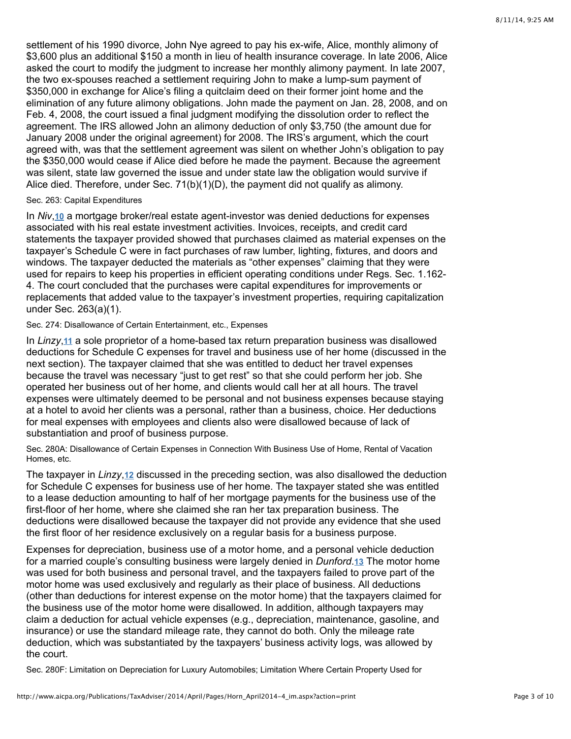settlement of his 1990 divorce, John Nye agreed to pay his ex-wife, Alice, monthly alimony of $3,600 plus an additional $150 a month in lieu of health insurance coverage. In late 2006, Alice asked the court to modify the judgment to increase her monthly alimony payment. In late 2007, the two ex-spouses reached a settlement requiring John to make a lump-sum payment of $350,000 in exchange for Alice's filing a quitclaim deed on their former joint home and the elimination of any future alimony obligations. John made the payment on Jan. 28, 2008, and on Feb. 4, 2008, the court issued a final judgment modifying the dissolution order to reflect the agreement. The IRS allowed John an alimony deduction of only $3,750 (the amount due for January 2008 under the original agreement) for 2008. The IRS's argument, which the court agreed with, was that the settlement agreement was silent on whether John's obligation to pay the $350,000 would cease if Alice died before he made the payment. Because the agreement was silent, state law governed the issue and under state law the obligation would survive if Alice died. Therefore, under Sec. 71(b)(1)(D), the payment did not qualify as alimony.

Sec. 263: Capital Expenditures

In *Niv*,[10] a mortgage broker/real estate agent-investor was denied deductions for expenses associated with his real estate investment activities. Invoices, receipts, and credit card statements the taxpayer provided showed that purchases claimed as material expenses on the taxpayer's Schedule C were in fact purchases of raw lumber, lighting, fixtures, and doors and windows. The taxpayer deducted the materials as "other expenses" claiming that they were used for repairs to keep his properties in efficient operating conditions under Regs. Sec. 1.162-4. The court concluded that the purchases were capital expenditures for improvements or replacements that added value to the taxpayer's investment properties, requiring capitalization under Sec. 263(a)(1).

Sec. 274: Disallowance of Certain Entertainment, etc., Expenses

In *Linzy*,[11] a sole proprietor of a home-based tax return preparation business was disallowed deductions for Schedule C expenses for travel and business use of her home (discussed in the next section). The taxpayer claimed that she was entitled to deduct her travel expenses because the travel was necessary "just to get rest" so that she could perform her job. She operated her business out of her home, and clients would call her at all hours. The travel expenses were ultimately deemed to be personal and not business expenses because staying at a hotel to avoid her clients was a personal, rather than a business, choice. Her deductions for meal expenses with employees and clients also were disallowed because of lack of substantiation and proof of business purpose.

Sec. 280A: Disallowance of Certain Expenses in Connection With Business Use of Home, Rental of Vacation Homes, etc.

The taxpayer in *Linzy*,[12] discussed in the preceding section, was also disallowed the deduction for Schedule C expenses for business use of her home. The taxpayer stated she was entitled to a lease deduction amounting to half of her mortgage payments for the business use of the first-floor of her home, where she claimed she ran her tax preparation business. The deductions were disallowed because the taxpayer did not provide any evidence that she used the first floor of her residence exclusively on a regular basis for a business purpose.

Expenses for depreciation, business use of a motor home, and a personal vehicle deduction for a married couple's consulting business were largely denied in *Dunford*.[13] The motor home was used for both business and personal travel, and the taxpayers failed to prove part of the motor home was used exclusively and regularly as their place of business. All deductions (other than deductions for interest expense on the motor home) that the taxpayers claimed for the business use of the motor home were disallowed. In addition, although taxpayers may claim a deduction for actual vehicle expenses (e.g., depreciation, maintenance, gasoline, and insurance) or use the standard mileage rate, they cannot do both. Only the mileage rate deduction, which was substantiated by the taxpayers' business activity logs, was allowed by the court.

Sec. 280F: Limitation on Depreciation for Luxury Automobiles; Limitation Where Certain Property Used for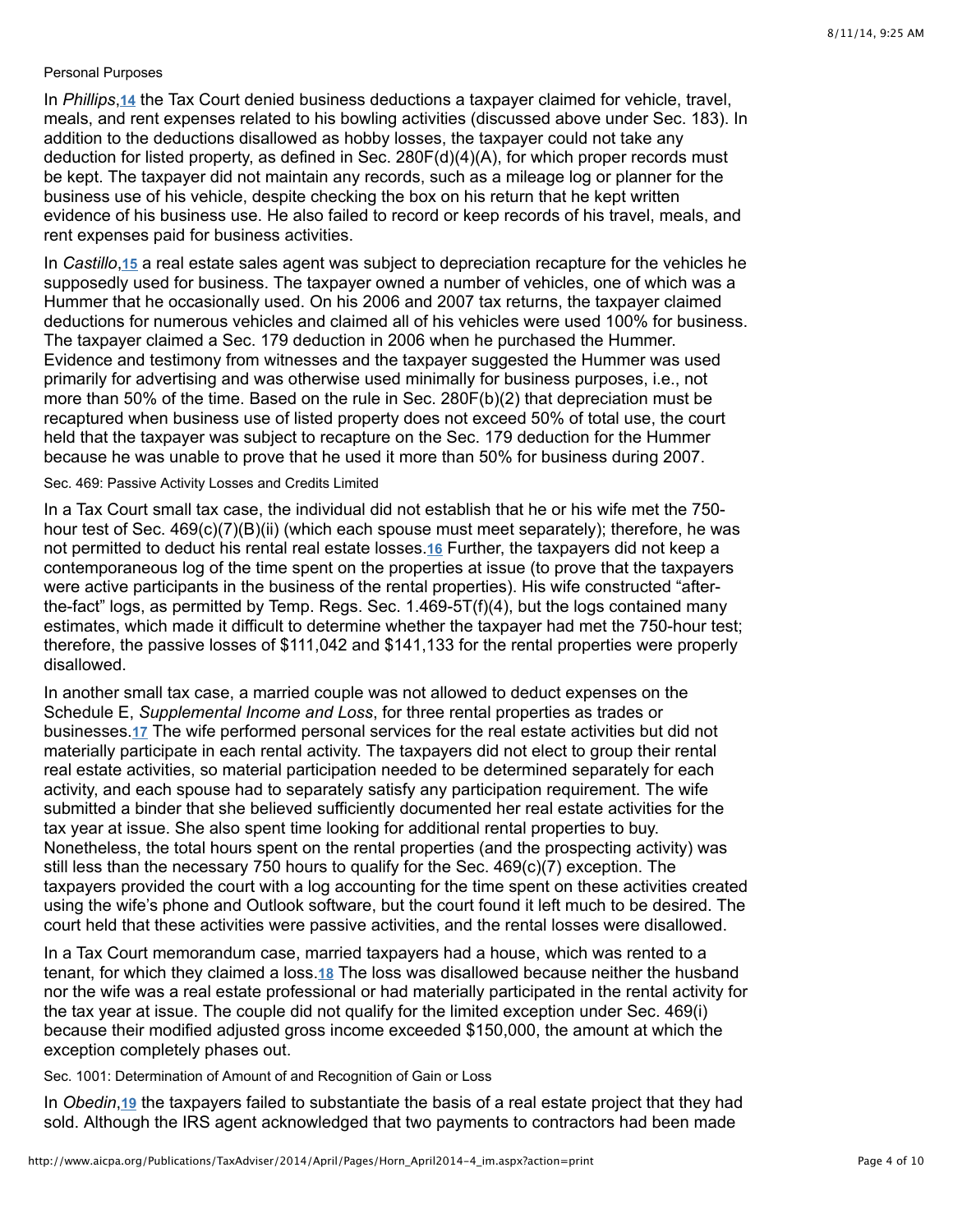### Personal Purposes

In *Phillips*,[14] the Tax Court denied business deductions a taxpayer claimed for vehicle, travel, meals, and rent expenses related to his bowling activities (discussed above under Sec. 183). In addition to the deductions disallowed as hobby losses, the taxpayer could not take any deduction for listed property, as defined in Sec. 280F(d)(4)(A), for which proper records must be kept. The taxpayer did not maintain any records, such as a mileage log or planner for the business use of his vehicle, despite checking the box on his return that he kept written evidence of his business use. He also failed to record or keep records of his travel, meals, and rent expenses paid for business activities.

In *Castillo*,[15] a real estate sales agent was subject to depreciation recapture for the vehicles he supposedly used for business. The taxpayer owned a number of vehicles, one of which was a Hummer that he occasionally used. On his 2006 and 2007 tax returns, the taxpayer claimed deductions for numerous vehicles and claimed all of his vehicles were used 100% for business. The taxpayer claimed a Sec. 179 deduction in 2006 when he purchased the Hummer. Evidence and testimony from witnesses and the taxpayer suggested the Hummer was used primarily for advertising and was otherwise used minimally for business purposes, i.e., not more than 50% of the time. Based on the rule in Sec. 280F(b)(2) that depreciation must be recaptured when business use of listed property does not exceed 50% of total use, the court held that the taxpayer was subject to recapture on the Sec. 179 deduction for the Hummer because he was unable to prove that he used it more than 50% for business during 2007.

### Sec. 469: Passive Activity Losses and Credits Limited

In a Tax Court small tax case, the individual did not establish that he or his wife met the 750-hour test of Sec. 469(c)(7)(B)(ii) (which each spouse must meet separately); therefore, he was not permitted to deduct his rental real estate losses.[16] Further, the taxpayers did not keep a contemporaneous log of the time spent on the properties at issue (to prove that the taxpayers were active participants in the business of the rental properties). His wife constructed "after-the-fact" logs, as permitted by Temp. Regs. Sec. 1.469-5T(f)(4), but the logs contained many estimates, which made it difficult to determine whether the taxpayer had met the 750-hour test; therefore, the passive losses of $111,042 and $141,133 for the rental properties were properly disallowed.

In another small tax case, a married couple was not allowed to deduct expenses on the Schedule E, *Supplemental Income and Loss*, for three rental properties as trades or businesses.[17] The wife performed personal services for the real estate activities but did not materially participate in each rental activity. The taxpayers did not elect to group their rental real estate activities, so material participation needed to be determined separately for each activity, and each spouse had to separately satisfy any participation requirement. The wife submitted a binder that she believed sufficiently documented her real estate activities for the tax year at issue. She also spent time looking for additional rental properties to buy. Nonetheless, the total hours spent on the rental properties (and the prospecting activity) was still less than the necessary 750 hours to qualify for the Sec. 469(c)(7) exception. The taxpayers provided the court with a log accounting for the time spent on these activities created using the wife's phone and Outlook software, but the court found it left much to be desired. The court held that these activities were passive activities, and the rental losses were disallowed.

In a Tax Court memorandum case, married taxpayers had a house, which was rented to a tenant, for which they claimed a loss.[18] The loss was disallowed because neither the husband nor the wife was a real estate professional or had materially participated in the rental activity for the tax year at issue. The couple did not qualify for the limited exception under Sec. 469(i) because their modified adjusted gross income exceeded $150,000, the amount at which the exception completely phases out.

### Sec. 1001: Determination of Amount of and Recognition of Gain or Loss

In *Obedin*,[19] the taxpayers failed to substantiate the basis of a real estate project that they had sold. Although the IRS agent acknowledged that two payments to contractors had been made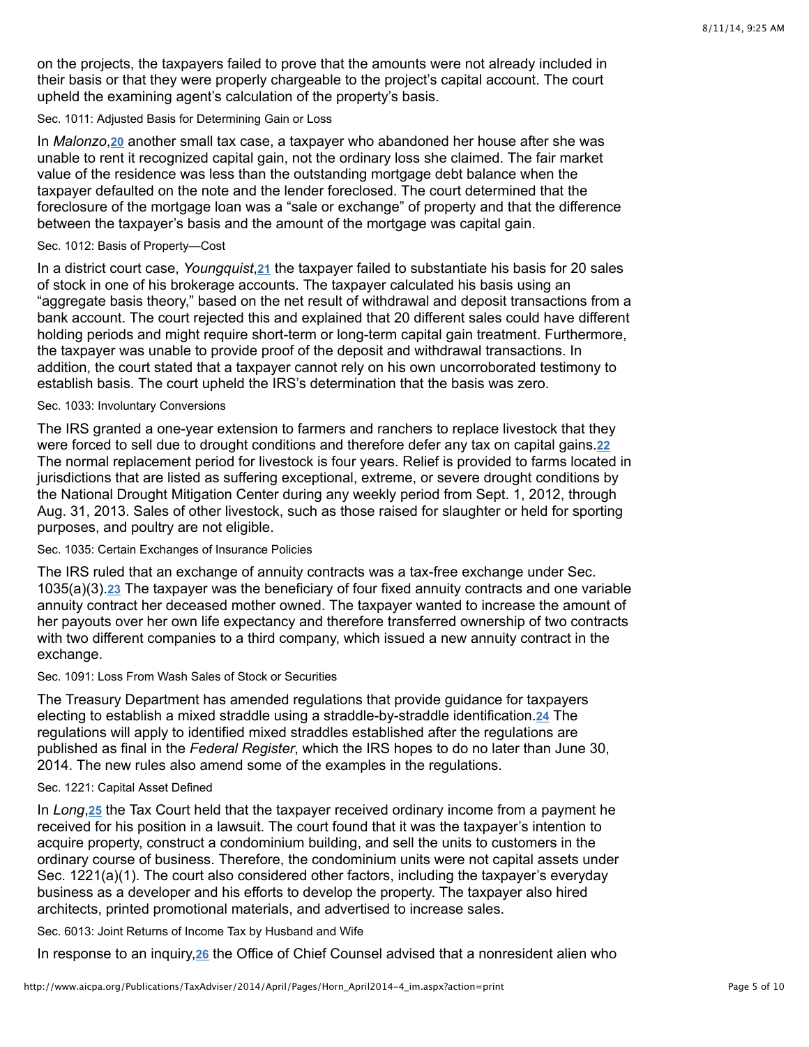on the projects, the taxpayers failed to prove that the amounts were not already included in their basis or that they were properly chargeable to the project's capital account. The court upheld the examining agent's calculation of the property's basis.

Sec. 1011: Adjusted Basis for Determining Gain or Loss

In *Malonzo*,[20] another small tax case, a taxpayer who abandoned her house after she was unable to rent it recognized capital gain, not the ordinary loss she claimed. The fair market value of the residence was less than the outstanding mortgage debt balance when the taxpayer defaulted on the note and the lender foreclosed. The court determined that the foreclosure of the mortgage loan was a "sale or exchange" of property and that the difference between the taxpayer's basis and the amount of the mortgage was capital gain.

Sec. 1012: Basis of Property—Cost

In a district court case, *Youngquist*,[21] the taxpayer failed to substantiate his basis for 20 sales of stock in one of his brokerage accounts. The taxpayer calculated his basis using an "aggregate basis theory," based on the net result of withdrawal and deposit transactions from a bank account. The court rejected this and explained that 20 different sales could have different holding periods and might require short-term or long-term capital gain treatment. Furthermore, the taxpayer was unable to provide proof of the deposit and withdrawal transactions. In addition, the court stated that a taxpayer cannot rely on his own uncorroborated testimony to establish basis. The court upheld the IRS's determination that the basis was zero.

Sec. 1033: Involuntary Conversions

The IRS granted a one-year extension to farmers and ranchers to replace livestock that they were forced to sell due to drought conditions and therefore defer any tax on capital gains.[22] The normal replacement period for livestock is four years. Relief is provided to farms located in jurisdictions that are listed as suffering exceptional, extreme, or severe drought conditions by the National Drought Mitigation Center during any weekly period from Sept. 1, 2012, through Aug. 31, 2013. Sales of other livestock, such as those raised for slaughter or held for sporting purposes, and poultry are not eligible.

Sec. 1035: Certain Exchanges of Insurance Policies

The IRS ruled that an exchange of annuity contracts was a tax-free exchange under Sec. 1035(a)(3).[23] The taxpayer was the beneficiary of four fixed annuity contracts and one variable annuity contract her deceased mother owned. The taxpayer wanted to increase the amount of her payouts over her own life expectancy and therefore transferred ownership of two contracts with two different companies to a third company, which issued a new annuity contract in the exchange.

Sec. 1091: Loss From Wash Sales of Stock or Securities

The Treasury Department has amended regulations that provide guidance for taxpayers electing to establish a mixed straddle using a straddle-by-straddle identification.[24] The regulations will apply to identified mixed straddles established after the regulations are published as final in the *Federal Register*, which the IRS hopes to do no later than June 30, 2014. The new rules also amend some of the examples in the regulations.

Sec. 1221: Capital Asset Defined

In *Long*,[25] the Tax Court held that the taxpayer received ordinary income from a payment he received for his position in a lawsuit. The court found that it was the taxpayer's intention to acquire property, construct a condominium building, and sell the units to customers in the ordinary course of business. Therefore, the condominium units were not capital assets under Sec. 1221(a)(1). The court also considered other factors, including the taxpayer's everyday business as a developer and his efforts to develop the property. The taxpayer also hired architects, printed promotional materials, and advertised to increase sales.

Sec. 6013: Joint Returns of Income Tax by Husband and Wife

In response to an inquiry,[26] the Office of Chief Counsel advised that a nonresident alien who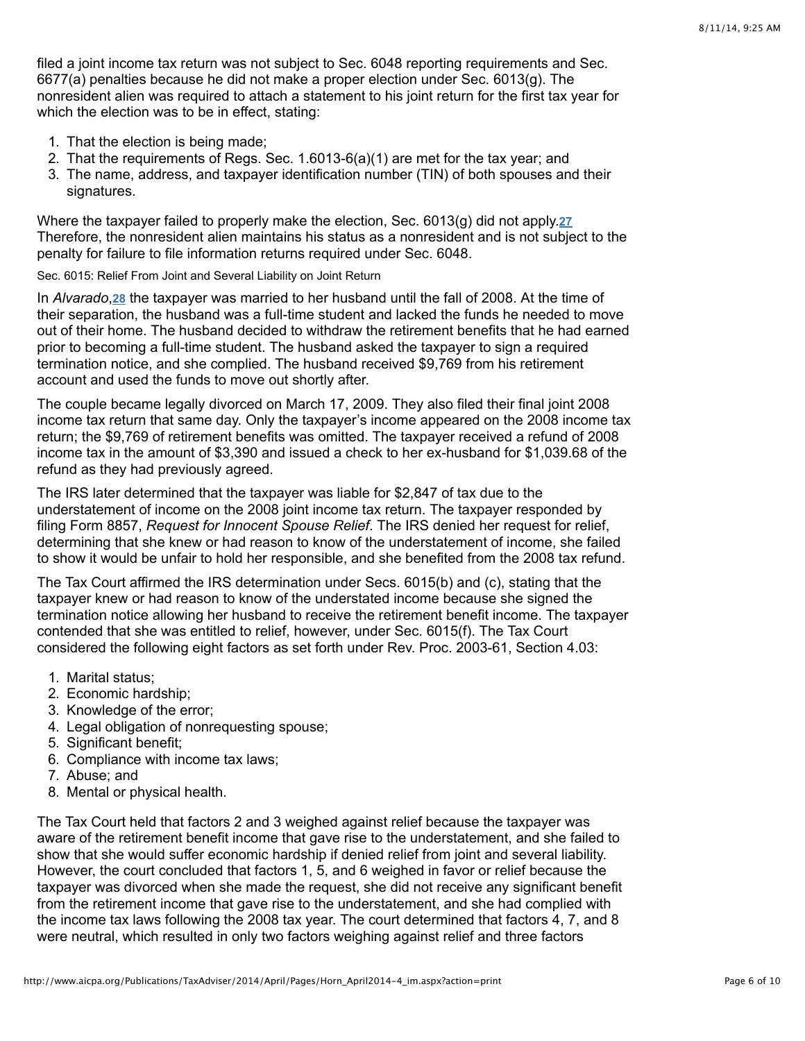filed a joint income tax return was not subject to Sec. 6048 reporting requirements and Sec. 6677(a) penalties because he did not make a proper election under Sec. 6013(g). The nonresident alien was required to attach a statement to his joint return for the first tax year for which the election was to be in effect, stating:

1. That the election is being made;
2. That the requirements of Regs. Sec. 1.6013-6(a)(1) are met for the tax year; and
3. The name, address, and taxpayer identification number (TIN) of both spouses and their signatures.

Where the taxpayer failed to properly make the election, Sec. 6013(g) did not apply.[27] Therefore, the nonresident alien maintains his status as a nonresident and is not subject to the penalty for failure to file information returns required under Sec. 6048.

Sec. 6015: Relief From Joint and Several Liability on Joint Return

In *Alvarado*,[28] the taxpayer was married to her husband until the fall of 2008. At the time of their separation, the husband was a full-time student and lacked the funds he needed to move out of their home. The husband decided to withdraw the retirement benefits that he had earned prior to becoming a full-time student. The husband asked the taxpayer to sign a required termination notice, and she complied. The husband received $9,769 from his retirement account and used the funds to move out shortly after.

The couple became legally divorced on March 17, 2009. They also filed their final joint 2008 income tax return that same day. Only the taxpayer's income appeared on the 2008 income tax return; the $9,769 of retirement benefits was omitted. The taxpayer received a refund of 2008 income tax in the amount of $3,390 and issued a check to her ex-husband for $1,039.68 of the refund as they had previously agreed.

The IRS later determined that the taxpayer was liable for $2,847 of tax due to the understatement of income on the 2008 joint income tax return. The taxpayer responded by filing Form 8857, *Request for Innocent Spouse Relief*. The IRS denied her request for relief, determining that she knew or had reason to know of the understatement of income, she failed to show it would be unfair to hold her responsible, and she benefited from the 2008 tax refund.

The Tax Court affirmed the IRS determination under Secs. 6015(b) and (c), stating that the taxpayer knew or had reason to know of the understated income because she signed the termination notice allowing her husband to receive the retirement benefit income. The taxpayer contended that she was entitled to relief, however, under Sec. 6015(f). The Tax Court considered the following eight factors as set forth under Rev. Proc. 2003-61, Section 4.03:

1. Marital status;
2. Economic hardship;
3. Knowledge of the error;
4. Legal obligation of nonrequesting spouse;
5. Significant benefit;
6. Compliance with income tax laws;
7. Abuse; and
8. Mental or physical health.

The Tax Court held that factors 2 and 3 weighed against relief because the taxpayer was aware of the retirement benefit income that gave rise to the understatement, and she failed to show that she would suffer economic hardship if denied relief from joint and several liability. However, the court concluded that factors 1, 5, and 6 weighed in favor or relief because the taxpayer was divorced when she made the request, she did not receive any significant benefit from the retirement income that gave rise to the understatement, and she had complied with the income tax laws following the 2008 tax year. The court determined that factors 4, 7, and 8 were neutral, which resulted in only two factors weighing against relief and three factors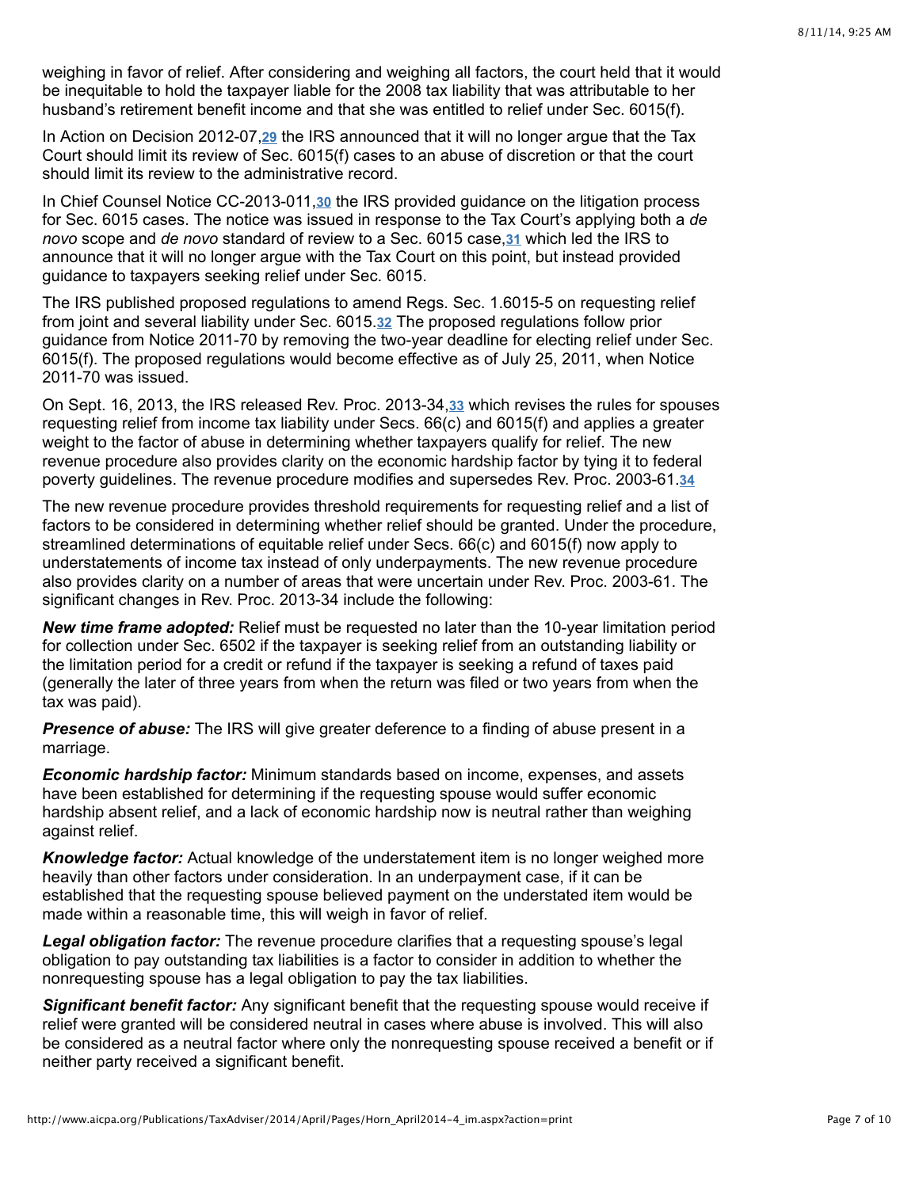weighing in favor of relief. After considering and weighing all factors, the court held that it would be inequitable to hold the taxpayer liable for the 2008 tax liability that was attributable to her husband's retirement benefit income and that she was entitled to relief under Sec. 6015(f).

In Action on Decision 2012-07,[29] the IRS announced that it will no longer argue that the Tax Court should limit its review of Sec. 6015(f) cases to an abuse of discretion or that the court should limit its review to the administrative record.

In Chief Counsel Notice CC-2013-011,[30] the IRS provided guidance on the litigation process for Sec. 6015 cases. The notice was issued in response to the Tax Court's applying both a *de novo* scope and *de novo* standard of review to a Sec. 6015 case,[31] which led the IRS to announce that it will no longer argue with the Tax Court on this point, but instead provided guidance to taxpayers seeking relief under Sec. 6015.

The IRS published proposed regulations to amend Regs. Sec. 1.6015-5 on requesting relief from joint and several liability under Sec. 6015.[32] The proposed regulations follow prior guidance from Notice 2011-70 by removing the two-year deadline for electing relief under Sec. 6015(f). The proposed regulations would become effective as of July 25, 2011, when Notice 2011-70 was issued.

On Sept. 16, 2013, the IRS released Rev. Proc. 2013-34,[33] which revises the rules for spouses requesting relief from income tax liability under Secs. 66(c) and 6015(f) and applies a greater weight to the factor of abuse in determining whether taxpayers qualify for relief. The new revenue procedure also provides clarity on the economic hardship factor by tying it to federal poverty guidelines. The revenue procedure modifies and supersedes Rev. Proc. 2003-61.[34]

The new revenue procedure provides threshold requirements for requesting relief and a list of factors to be considered in determining whether relief should be granted. Under the procedure, streamlined determinations of equitable relief under Secs. 66(c) and 6015(f) now apply to understatements of income tax instead of only underpayments. The new revenue procedure also provides clarity on a number of areas that were uncertain under Rev. Proc. 2003-61. The significant changes in Rev. Proc. 2013-34 include the following:

***New time frame adopted:*** Relief must be requested no later than the 10-year limitation period for collection under Sec. 6502 if the taxpayer is seeking relief from an outstanding liability or the limitation period for a credit or refund if the taxpayer is seeking a refund of taxes paid (generally the later of three years from when the return was filed or two years from when the tax was paid).

***Presence of abuse:*** The IRS will give greater deference to a finding of abuse present in a marriage.

***Economic hardship factor:*** Minimum standards based on income, expenses, and assets have been established for determining if the requesting spouse would suffer economic hardship absent relief, and a lack of economic hardship now is neutral rather than weighing against relief.

***Knowledge factor:*** Actual knowledge of the understatement item is no longer weighed more heavily than other factors under consideration. In an underpayment case, if it can be established that the requesting spouse believed payment on the understated item would be made within a reasonable time, this will weigh in favor of relief.

***Legal obligation factor:*** The revenue procedure clarifies that a requesting spouse's legal obligation to pay outstanding tax liabilities is a factor to consider in addition to whether the nonrequesting spouse has a legal obligation to pay the tax liabilities.

***Significant benefit factor:*** Any significant benefit that the requesting spouse would receive if relief were granted will be considered neutral in cases where abuse is involved. This will also be considered as a neutral factor where only the nonrequesting spouse received a benefit or if neither party received a significant benefit.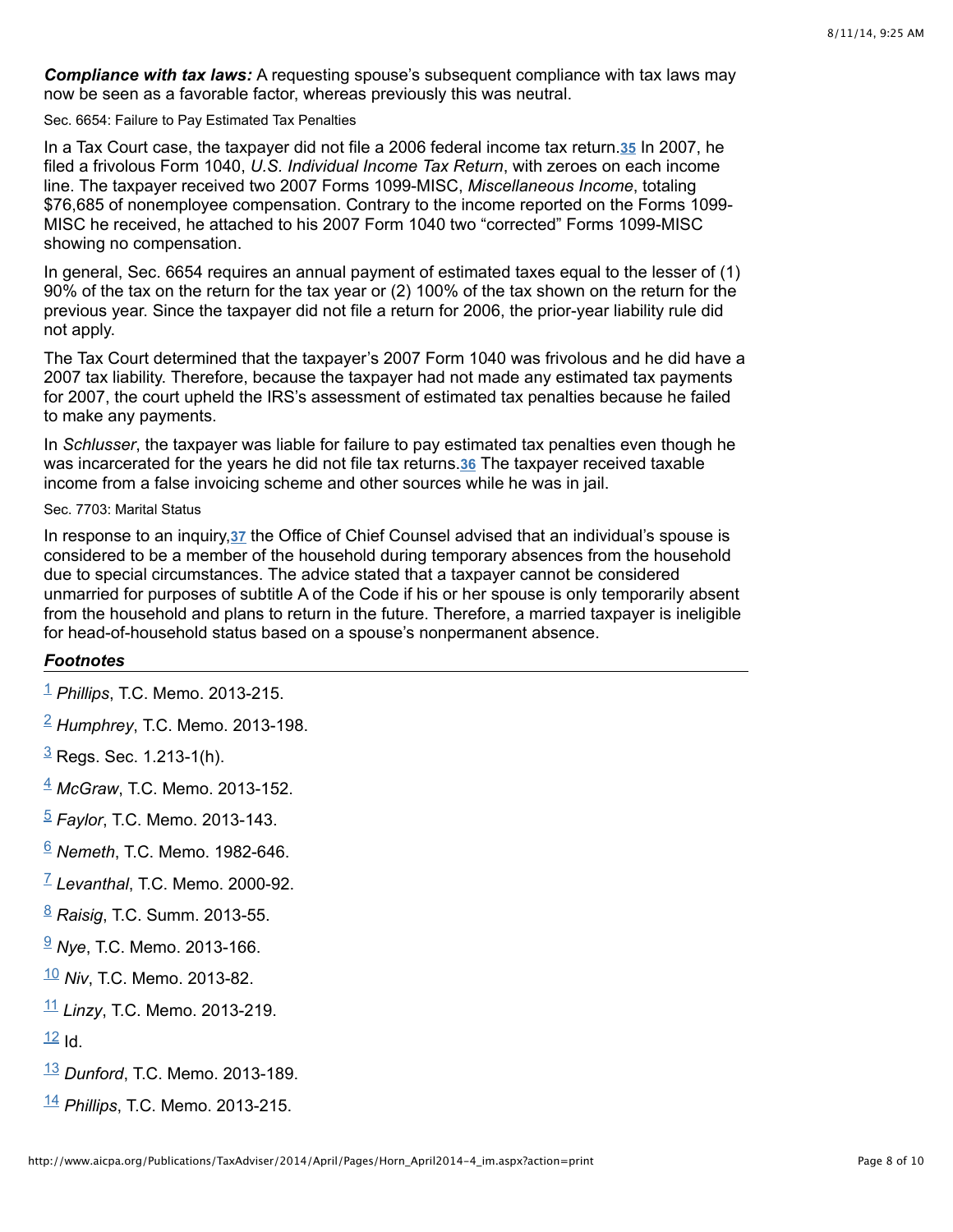***Compliance with tax laws:*** A requesting spouse's subsequent compliance with tax laws may now be seen as a favorable factor, whereas previously this was neutral.

Sec. 6654: Failure to Pay Estimated Tax Penalties

In a Tax Court case, the taxpayer did not file a 2006 federal income tax return.[35] In 2007, he filed a frivolous Form 1040, *U.S. Individual Income Tax Return*, with zeroes on each income line. The taxpayer received two 2007 Forms 1099-MISC, *Miscellaneous Income*, totaling $76,685 of nonemployee compensation. Contrary to the income reported on the Forms 1099-MISC he received, he attached to his 2007 Form 1040 two "corrected" Forms 1099-MISC showing no compensation.

In general, Sec. 6654 requires an annual payment of estimated taxes equal to the lesser of (1) 90% of the tax on the return for the tax year or (2) 100% of the tax shown on the return for the previous year. Since the taxpayer did not file a return for 2006, the prior-year liability rule did not apply.

The Tax Court determined that the taxpayer's 2007 Form 1040 was frivolous and he did have a 2007 tax liability. Therefore, because the taxpayer had not made any estimated tax payments for 2007, the court upheld the IRS's assessment of estimated tax penalties because he failed to make any payments.

In *Schlusser*, the taxpayer was liable for failure to pay estimated tax penalties even though he was incarcerated for the years he did not file tax returns.[36] The taxpayer received taxable income from a false invoicing scheme and other sources while he was in jail.

Sec. 7703: Marital Status

In response to an inquiry,[37] the Office of Chief Counsel advised that an individual's spouse is considered to be a member of the household during temporary absences from the household due to special circumstances. The advice stated that a taxpayer cannot be considered unmarried for purposes of subtitle A of the Code if his or her spouse is only temporarily absent from the household and plans to return in the future. Therefore, a married taxpayer is ineligible for head-of-household status based on a spouse's nonpermanent absence.

### *Footnotes*

[1] *Phillips*, T.C. Memo. 2013-215.

[2] *Humphrey*, T.C. Memo. 2013-198.

[3] Regs. Sec. 1.213-1(h).

[4] *McGraw*, T.C. Memo. 2013-152.

[5] *Faylor*, T.C. Memo. 2013-143.

[6] *Nemeth*, T.C. Memo. 1982-646.

[7] *Levanthal*, T.C. Memo. 2000-92.

[8] *Raisig*, T.C. Summ. 2013-55.

[9] *Nye*, T.C. Memo. 2013-166.

[10] *Niv*, T.C. Memo. 2013-82.

[11] *Linzy*, T.C. Memo. 2013-219.

[12] Id.

[13] *Dunford*, T.C. Memo. 2013-189.

[14] *Phillips*, T.C. Memo. 2013-215.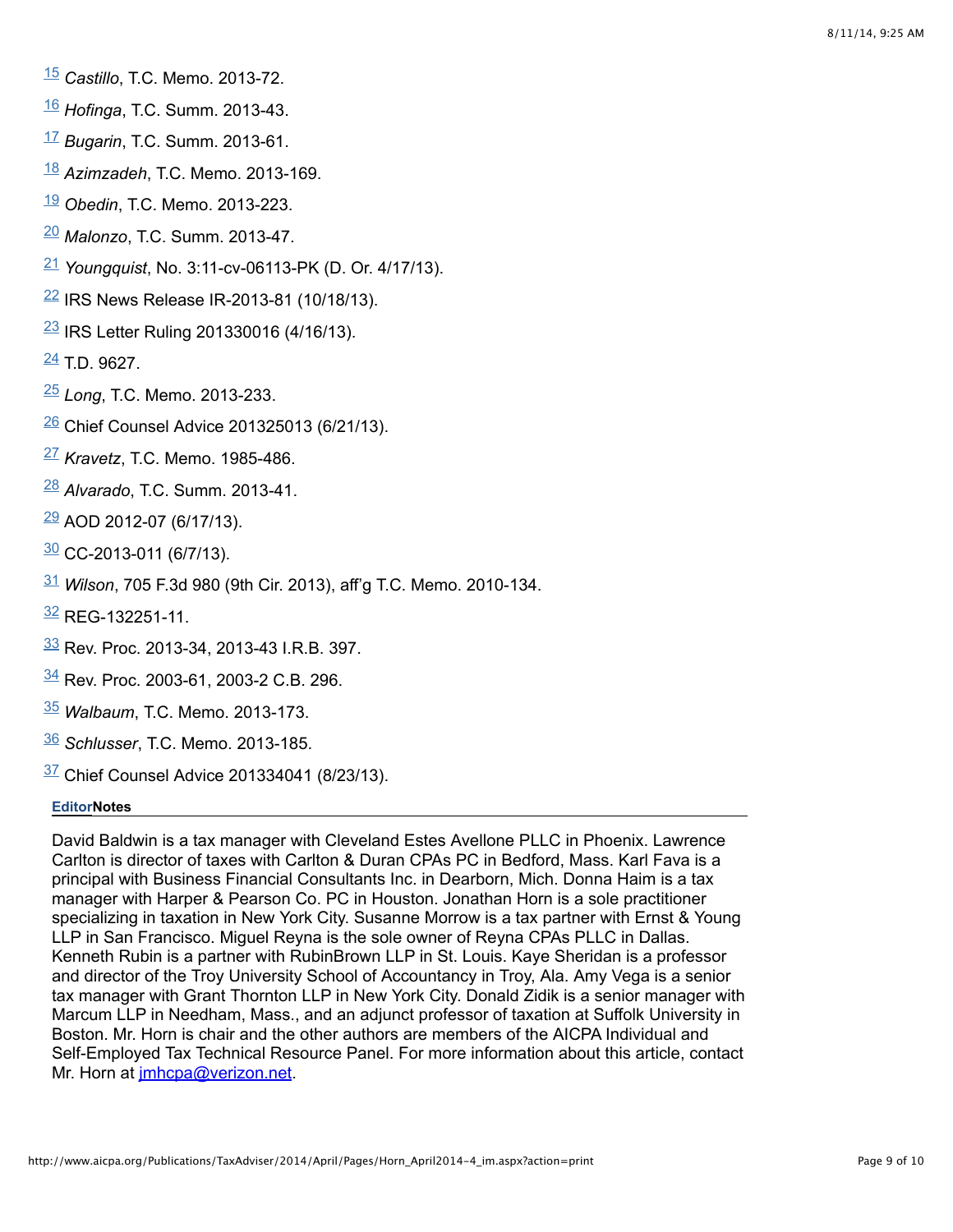[15] *Castillo*, T.C. Memo. 2013-72.

[16] *Hofinga*, T.C. Summ. 2013-43.

[17] *Bugarin*, T.C. Summ. 2013-61.

[18] *Azimzadeh*, T.C. Memo. 2013-169.

[19] *Obedin*, T.C. Memo. 2013-223.

[20] *Malonzo*, T.C. Summ. 2013-47.

[21] *Youngquist*, No. 3:11-cv-06113-PK (D. Or. 4/17/13).

[22] IRS News Release IR-2013-81 (10/18/13).

[23] IRS Letter Ruling 201330016 (4/16/13).

[24] T.D. 9627.

[25] *Long*, T.C. Memo. 2013-233.

[26] Chief Counsel Advice 201325013 (6/21/13).

[27] *Kravetz*, T.C. Memo. 1985-486.

[28] *Alvarado*, T.C. Summ. 2013-41.

[29] AOD 2012-07 (6/17/13).

[30] CC-2013-011 (6/7/13).

[31] *Wilson*, 705 F.3d 980 (9th Cir. 2013), aff'g T.C. Memo. 2010-134.

[32] REG-132251-11.

[33] Rev. Proc. 2013-34, 2013-43 I.R.B. 397.

[34] Rev. Proc. 2003-61, 2003-2 C.B. 296.

[35] *Walbaum*, T.C. Memo. 2013-173.

[36] *Schlusser*, T.C. Memo. 2013-185.

[37] Chief Counsel Advice 201334041 (8/23/13).

**EditorNotes**

David Baldwin is a tax manager with Cleveland Estes Avellone PLLC in Phoenix. Lawrence Carlton is director of taxes with Carlton & Duran CPAs PC in Bedford, Mass. Karl Fava is a principal with Business Financial Consultants Inc. in Dearborn, Mich. Donna Haim is a tax manager with Harper & Pearson Co. PC in Houston. Jonathan Horn is a sole practitioner specializing in taxation in New York City. Susanne Morrow is a tax partner with Ernst & Young LLP in San Francisco. Miguel Reyna is the sole owner of Reyna CPAs PLLC in Dallas. Kenneth Rubin is a partner with RubinBrown LLP in St. Louis. Kaye Sheridan is a professor and director of the Troy University School of Accountancy in Troy, Ala. Amy Vega is a senior tax manager with Grant Thornton LLP in New York City. Donald Zidik is a senior manager with Marcum LLP in Needham, Mass., and an adjunct professor of taxation at Suffolk University in Boston. Mr. Horn is chair and the other authors are members of the AICPA Individual and Self-Employed Tax Technical Resource Panel. For more information about this article, contact Mr. Horn at jmhcpa@verizon.net.